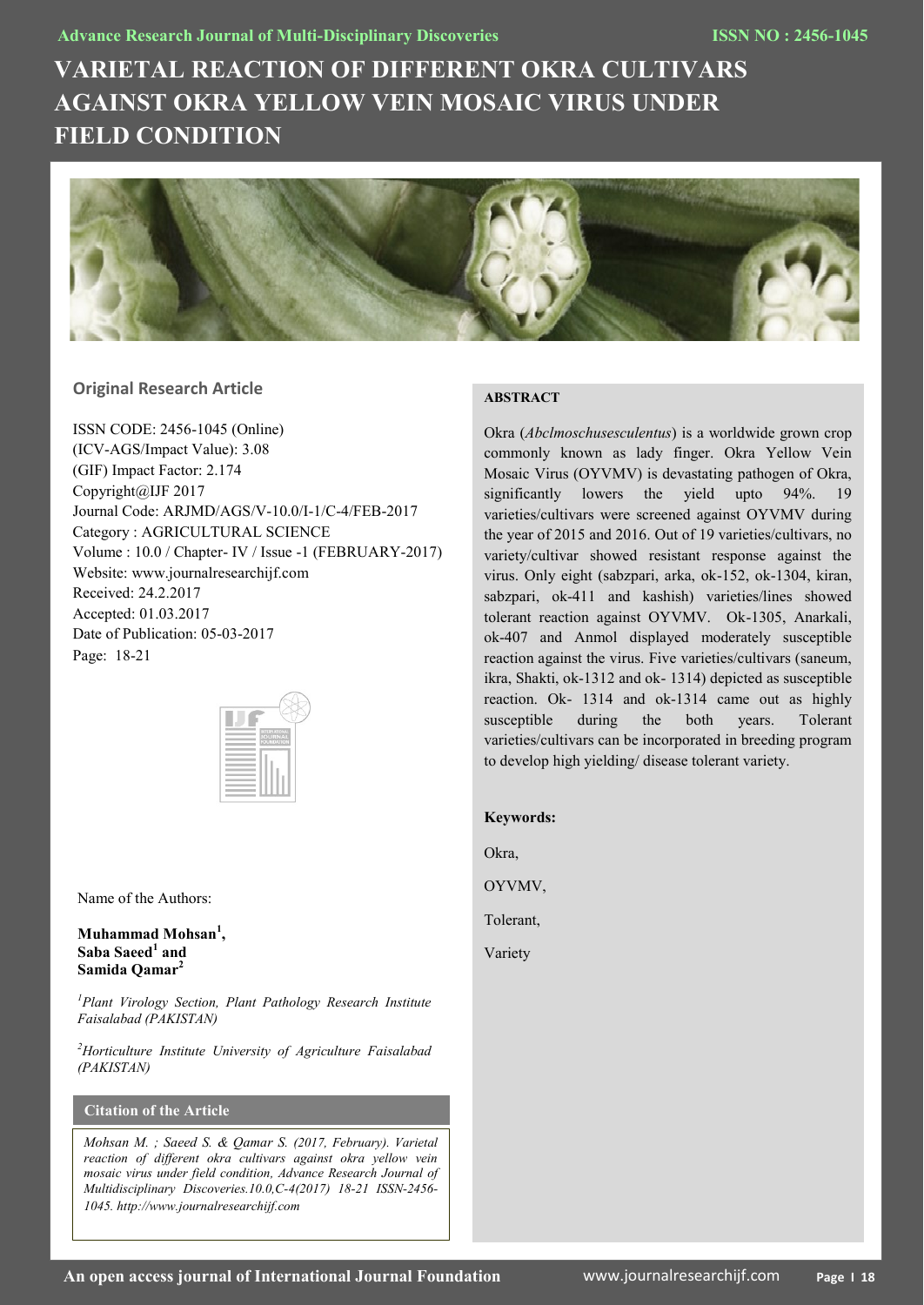# VARIETAL REACTION OF DIFFERENT OKRA CULTIVARS AGAINST OKRA YELLOW VEIN MOSAIC VIRUS UNDER FIELD CONDITION

## Original Research Article

ISSN CODE: 2456-1045 (Online)
(ICV-AGS/Impact Value): 3.08
(GIF) Impact Factor: 2.174
Copyright@IJF 2017
Journal Code: ARJMD/AGS/V-10.0/I-1/C-4/FEB-2017
Category : AGRICULTURAL SCIENCE
Volume : 10.0 / Chapter- IV / Issue -1 (FEBRUARY-2017)
Website: www.journalresearchijf.com
Received: 24.2.2017
Accepted: 01.03.2017
Date of Publication: 05-03-2017
Page: 18-21

Name of the Authors:

**Muhammad Mohsan[1], Saba Saeed[1] and Samida Qamar[2]**

*[1]Plant Virology Section, Plant Pathology Research Institute Faisalabad (PAKISTAN)*

*[2]Horticulture Institute University of Agriculture Faisalabad (PAKISTAN)*

### Citation of the Article

*Mohsan M. ; Saeed S. & Qamar S. (2017, February). Varietal reaction of different okra cultivars against okra yellow vein mosaic virus under field condition, Advance Research Journal of Multidisciplinary Discoveries.10.0,C-4(2017) 18-21 ISSN-2456-1045. http://www.journalresearchijf.com*

### ABSTRACT

Okra (*Abclmoschusesculentus*) is a worldwide grown crop commonly known as lady finger. Okra Yellow Vein Mosaic Virus (OYVMV) is devastating pathogen of Okra, significantly lowers the yield upto 94%. 19 varieties/cultivars were screened against OYVMV during the year of 2015 and 2016. Out of 19 varieties/cultivars, no variety/cultivar showed resistant response against the virus. Only eight (sabzpari, arka, ok-152, ok-1304, kiran, sabzpari, ok-411 and kashish) varieties/lines showed tolerant reaction against OYVMV. Ok-1305, Anarkali, ok-407 and Anmol displayed moderately susceptible reaction against the virus. Five varieties/cultivars (saneum, ikra, Shakti, ok-1312 and ok- 1314) depicted as susceptible reaction. Ok- 1314 and ok-1314 came out as highly susceptible during the both years. Tolerant varieties/cultivars can be incorporated in breeding program to develop high yielding/ disease tolerant variety.

**Keywords:**

Okra,

OYVMV,

Tolerant,

Variety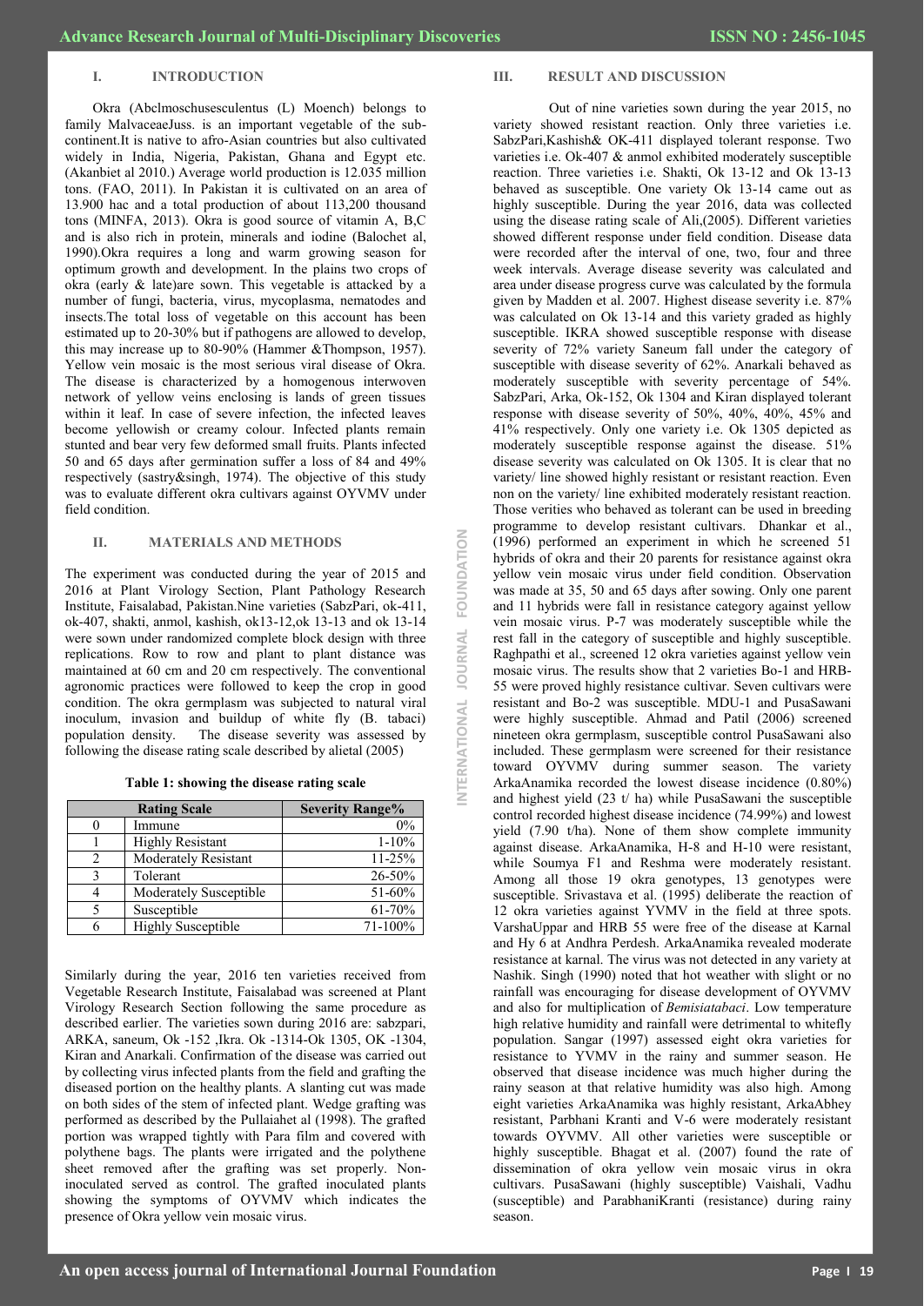## I. INTRODUCTION

Okra (Abclmoschusesculentus (L) Moench) belongs to family MalvaceaeJuss. is an important vegetable of the sub-continent.It is native to afro-Asian countries but also cultivated widely in India, Nigeria, Pakistan, Ghana and Egypt etc. (Akanbiet al 2010.) Average world production is 12.035 million tons. (FAO, 2011). In Pakistan it is cultivated on an area of 13.900 hac and a total production of about 113,200 thousand tons (MINFA, 2013). Okra is good source of vitamin A, B,C and is also rich in protein, minerals and iodine (Balochet al, 1990).Okra requires a long and warm growing season for optimum growth and development. In the plains two crops of okra (early & late)are sown. This vegetable is attacked by a number of fungi, bacteria, virus, mycoplasma, nematodes and insects.The total loss of vegetable on this account has been estimated up to 20-30% but if pathogens are allowed to develop, this may increase up to 80-90% (Hammer &Thompson, 1957). Yellow vein mosaic is the most serious viral disease of Okra. The disease is characterized by a homogenous interwoven network of yellow veins enclosing is lands of green tissues within it leaf. In case of severe infection, the infected leaves become yellowish or creamy colour. Infected plants remain stunted and bear very few deformed small fruits. Plants infected 50 and 65 days after germination suffer a loss of 84 and 49% respectively (sastry&singh, 1974). The objective of this study was to evaluate different okra cultivars against OYVMV under field condition.

## II. MATERIALS AND METHODS

The experiment was conducted during the year of 2015 and 2016 at Plant Virology Section, Plant Pathology Research Institute, Faisalabad, Pakistan.Nine varieties (SabzPari, ok-411, ok-407, shakti, anmol, kashish, ok13-12,ok 13-13 and ok 13-14 were sown under randomized complete block design with three replications. Row to row and plant to plant distance was maintained at 60 cm and 20 cm respectively. The conventional agronomic practices were followed to keep the crop in good condition. The okra germplasm was subjected to natural viral inoculum, invasion and buildup of white fly (B. tabaci) population density. The disease severity was assessed by following the disease rating scale described by alietal (2005)

**Table 1: showing the disease rating scale**

| Rating Scale | | Severity Range% |
|---|---|---|
| 0 | Immune | 0% |
| 1 | Highly Resistant | 1-10% |
| 2 | Moderately Resistant | 11-25% |
| 3 | Tolerant | 26-50% |
| 4 | Moderately Susceptible | 51-60% |
| 5 | Susceptible | 61-70% |
| 6 | Highly Susceptible | 71-100% |

Similarly during the year, 2016 ten varieties received from Vegetable Research Institute, Faisalabad was screened at Plant Virology Research Section following the same procedure as described earlier. The varieties sown during 2016 are: sabzpari, ARKA, saneum, Ok -152 ,Ikra. Ok -1314-Ok 1305, OK -1304, Kiran and Anarkali. Confirmation of the disease was carried out by collecting virus infected plants from the field and grafting the diseased portion on the healthy plants. A slanting cut was made on both sides of the stem of infected plant. Wedge grafting was performed as described by the Pullaiahet al (1998). The grafted portion was wrapped tightly with Para film and covered with polythene bags. The plants were irrigated and the polythene sheet removed after the grafting was set properly. Non-inoculated served as control. The grafted inoculated plants showing the symptoms of OYVMV which indicates the presence of Okra yellow vein mosaic virus.

## III. RESULT AND DISCUSSION

Out of nine varieties sown during the year 2015, no variety showed resistant reaction. Only three varieties i.e. SabzPari,Kashish& OK-411 displayed tolerant response. Two varieties i.e. Ok-407 & anmol exhibited moderately susceptible reaction. Three varieties i.e. Shakti, Ok 13-12 and Ok 13-13 behaved as susceptible. One variety Ok 13-14 came out as highly susceptible. During the year 2016, data was collected using the disease rating scale of Ali,(2005). Different varieties showed different response under field condition. Disease data were recorded after the interval of one, two, four and three week intervals. Average disease severity was calculated and area under disease progress curve was calculated by the formula given by Madden et al. 2007. Highest disease severity i.e. 87% was calculated on Ok 13-14 and this variety graded as highly susceptible. IKRA showed susceptible response with disease severity of 72% variety Saneum fall under the category of susceptible with disease severity of 62%. Anarkali behaved as moderately susceptible with severity percentage of 54%. SabzPari, Arka, Ok-152, Ok 1304 and Kiran displayed tolerant response with disease severity of 50%, 40%, 40%, 45% and 41% respectively. Only one variety i.e. Ok 1305 depicted as moderately susceptible response against the disease. 51% disease severity was calculated on Ok 1305. It is clear that no variety/ line showed highly resistant or resistant reaction. Even non on the variety/ line exhibited moderately resistant reaction. Those verities who behaved as tolerant can be used in breeding programme to develop resistant cultivars. Dhankar et al., (1996) performed an experiment in which he screened 51 hybrids of okra and their 20 parents for resistance against okra yellow vein mosaic virus under field condition. Observation was made at 35, 50 and 65 days after sowing. Only one parent and 11 hybrids were fall in resistance category against yellow vein mosaic virus. P-7 was moderately susceptible while the rest fall in the category of susceptible and highly susceptible. Raghpathi et al., screened 12 okra varieties against yellow vein mosaic virus. The results show that 2 varieties Bo-1 and HRB-55 were proved highly resistance cultivar. Seven cultivars were resistant and Bo-2 was susceptible. MDU-1 and PusaSawani were highly susceptible. Ahmad and Patil (2006) screened nineteen okra germplasm, susceptible control PusaSawani also included. These germplasm were screened for their resistance toward OYVMV during summer season. The variety ArkaAnamika recorded the lowest disease incidence (0.80%) and highest yield (23 t/ ha) while PusaSawani the susceptible control recorded highest disease incidence (74.99%) and lowest yield (7.90 t/ha). None of them show complete immunity against disease. ArkaAnamika, H-8 and H-10 were resistant, while Soumya F1 and Reshma were moderately resistant. Among all those 19 okra genotypes, 13 genotypes were susceptible. Srivastava et al. (1995) deliberate the reaction of 12 okra varieties against YVMV in the field at three spots. VarshaUppar and HRB 55 were free of the disease at Karnal and Hy 6 at Andhra Perdesh. ArkaAnamika revealed moderate resistance at karnal. The virus was not detected in any variety at Nashik. Singh (1990) noted that hot weather with slight or no rainfall was encouraging for disease development of OYVMV and also for multiplication of *Bemisiatabaci*. Low temperature high relative humidity and rainfall were detrimental to whitefly population. Sangar (1997) assessed eight okra varieties for resistance to YVMV in the rainy and summer season. He observed that disease incidence was much higher during the rainy season at that relative humidity was also high. Among eight varieties ArkaAnamika was highly resistant, ArkaAbhey resistant, Parbhni Kranti and V-6 were moderately resistant towards OYVMV. All other varieties were susceptible or highly susceptible. Bhagat et al. (2007) found the rate of dissemination of okra yellow vein mosaic virus in okra cultivars. PusaSawani (highly susceptible) Vaishali, Vadhu (susceptible) and ParabhaniKranti (resistance) during rainy season.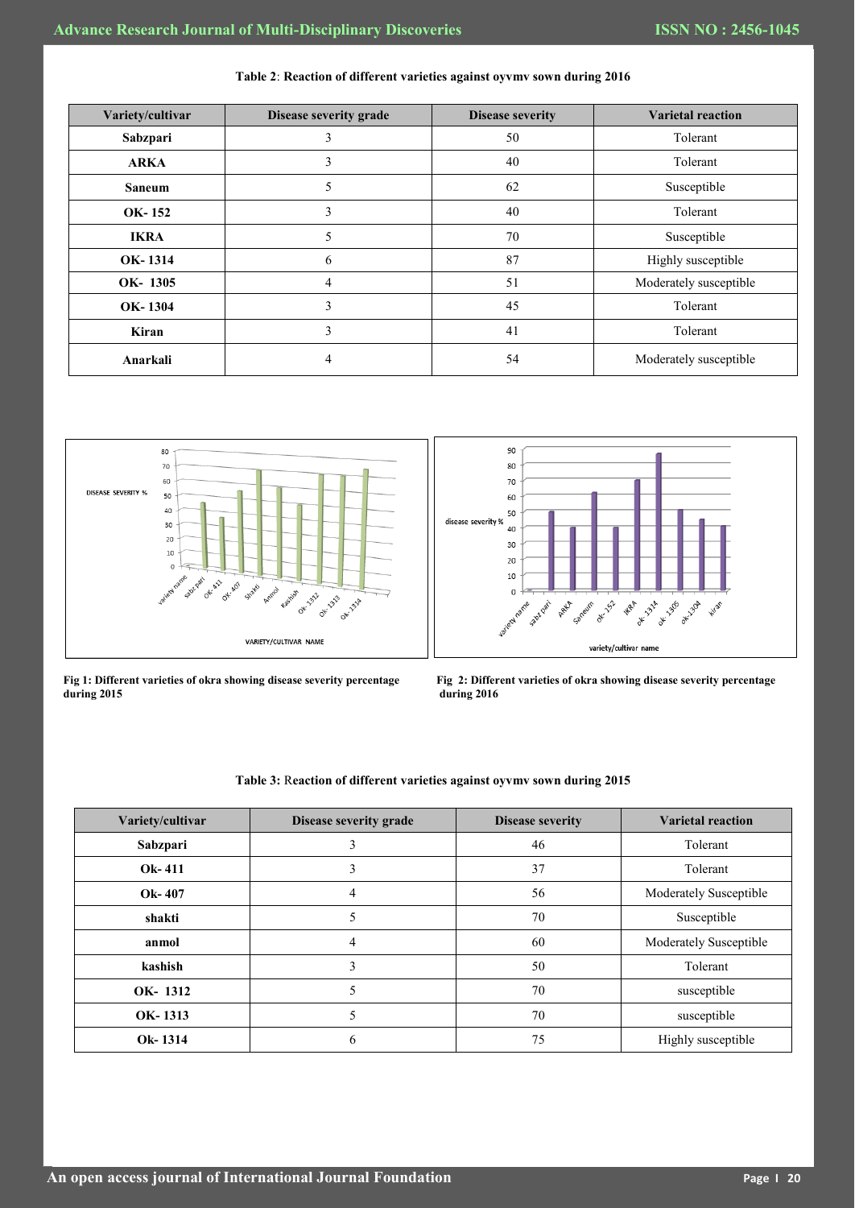**Table 2**: **Reaction of different varieties against oyvmv sown during 2016**

| Variety/cultivar | Disease severity grade | Disease severity | Varietal reaction |
|---|---|---|---|
| **Sabzpari** | 3 | 50 | Tolerant |
| **ARKA** | 3 | 40 | Tolerant |
| **Saneum** | 5 | 62 | Susceptible |
| **OK- 152** | 3 | 40 | Tolerant |
| **IKRA** | 5 | 70 | Susceptible |
| **OK- 1314** | 6 | 87 | Highly susceptible |
| **OK- 1305** | 4 | 51 | Moderately susceptible |
| **OK- 1304** | 3 | 45 | Tolerant |
| **Kiran** | 3 | 41 | Tolerant |
| **Anarkali** | 4 | 54 | Moderately susceptible |

**Fig 1: Different varieties of okra showing disease severity percentage during 2015**

**Fig 2: Different varieties of okra showing disease severity percentage during 2016**

**Table 3:** Reaction of different varieties against oyvmv sown during 2015

| Variety/cultivar | Disease severity grade | Disease severity | Varietal reaction |
|---|---|---|---|
| **Sabzpari** | 3 | 46 | Tolerant |
| **Ok- 411** | 3 | 37 | Tolerant |
| **Ok- 407** | 4 | 56 | Moderately Susceptible |
| **shakti** | 5 | 70 | Susceptible |
| **anmol** | 4 | 60 | Moderately Susceptible |
| **kashish** | 3 | 50 | Tolerant |
| **OK- 1312** | 5 | 70 | susceptible |
| **OK- 1313** | 5 | 70 | susceptible |
| **Ok- 1314** | 6 | 75 | Highly susceptible |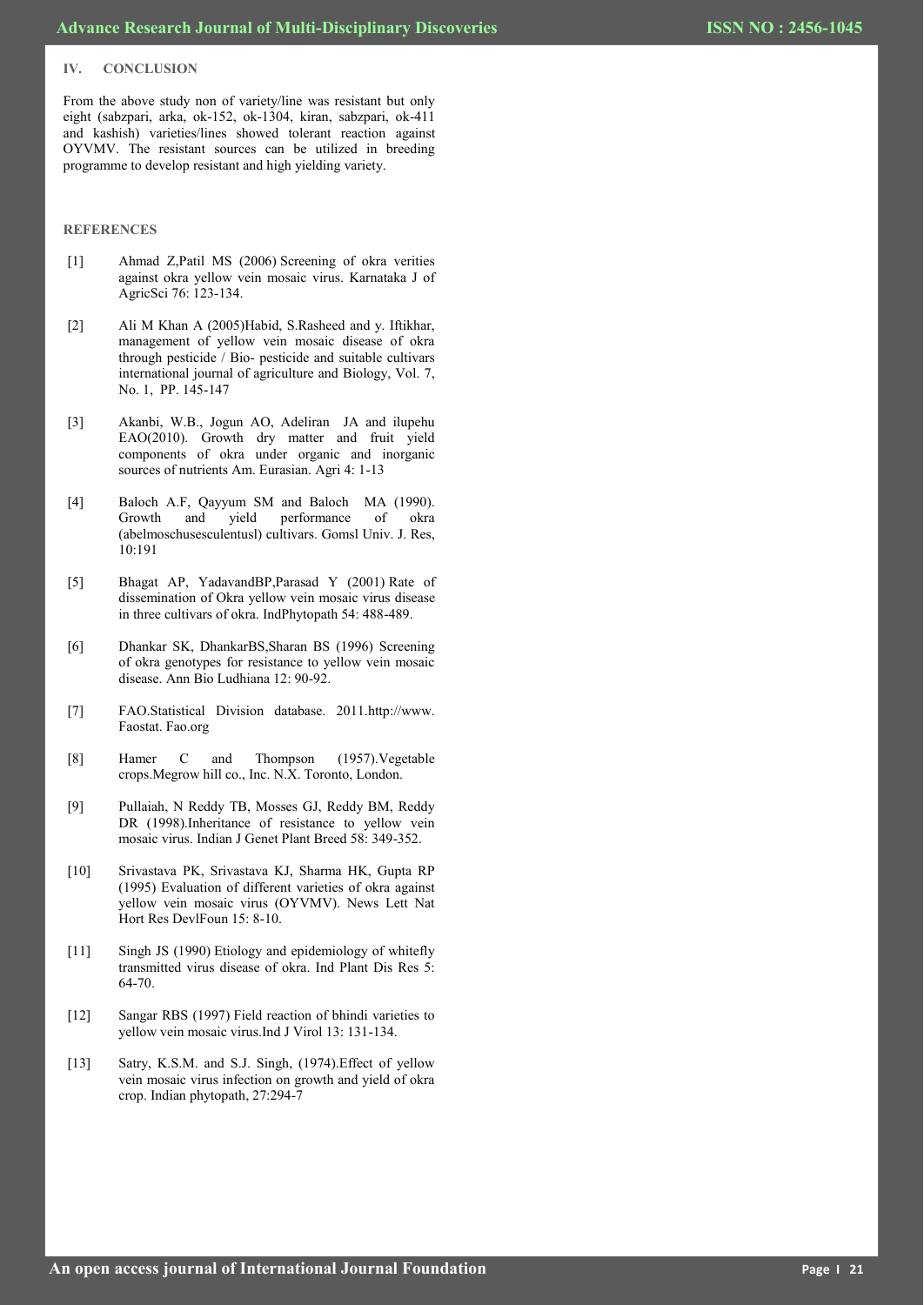## IV. CONCLUSION

From the above study non of variety/line was resistant but only eight (sabzpari, arka, ok-152, ok-1304, kiran, sabzpari, ok-411 and kashish) varieties/lines showed tolerant reaction against OYVMV. The resistant sources can be utilized in breeding programme to develop resistant and high yielding variety.

## REFERENCES

[1] Ahmad Z,Patil MS (2006) Screening of okra verities against okra yellow vein mosaic virus. Karnataka J of AgricSci 76: 123-134.

[2] Ali M Khan A (2005)Habid, S.Rasheed and y. Iftikhar, management of yellow vein mosaic disease of okra through pesticide / Bio- pesticide and suitable cultivars international journal of agriculture and Biology, Vol. 7, No. 1, PP. 145-147

[3] Akanbi, W.B., Jogun AO, Adeliran JA and ilupehu EAO(2010). Growth dry matter and fruit yield components of okra under organic and inorganic sources of nutrients Am. Eurasian. Agri 4: 1-13

[4] Baloch A.F, Qayyum SM and Baloch MA (1990). Growth and yield performance of okra (abelmoschusesculentusl) cultivars. Gomsl Univ. J. Res, 10:191

[5] Bhagat AP, YadavandBP,Parasad Y (2001) Rate of dissemination of Okra yellow vein mosaic virus disease in three cultivars of okra. IndPhytopath 54: 488-489.

[6] Dhankar SK, DhankarBS,Sharan BS (1996) Screening of okra genotypes for resistance to yellow vein mosaic disease. Ann Bio Ludhiana 12: 90-92.

[7] FAO.Statistical Division database. 2011.http://www. Faostat. Fao.org

[8] Hamer C and Thompson (1957).Vegetable crops.Megrow hill co., Inc. N.X. Toronto, London.

[9] Pullaiah, N Reddy TB, Mosses GJ, Reddy BM, Reddy DR (1998).Inheritance of resistance to yellow vein mosaic virus. Indian J Genet Plant Breed 58: 349-352.

[10] Srivastava PK, Srivastava KJ, Sharma HK, Gupta RP (1995) Evaluation of different varieties of okra against yellow vein mosaic virus (OYVMV). News Lett Nat Hort Res DevlFoun 15: 8-10.

[11] Singh JS (1990) Etiology and epidemiology of whitefly transmitted virus disease of okra. Ind Plant Dis Res 5: 64-70.

[12] Sangar RBS (1997) Field reaction of bhindi varieties to yellow vein mosaic virus.Ind J Virol 13: 131-134.

[13] Satry, K.S.M. and S.J. Singh, (1974).Effect of yellow vein mosaic virus infection on growth and yield of okra crop. Indian phytopath, 27:294-7